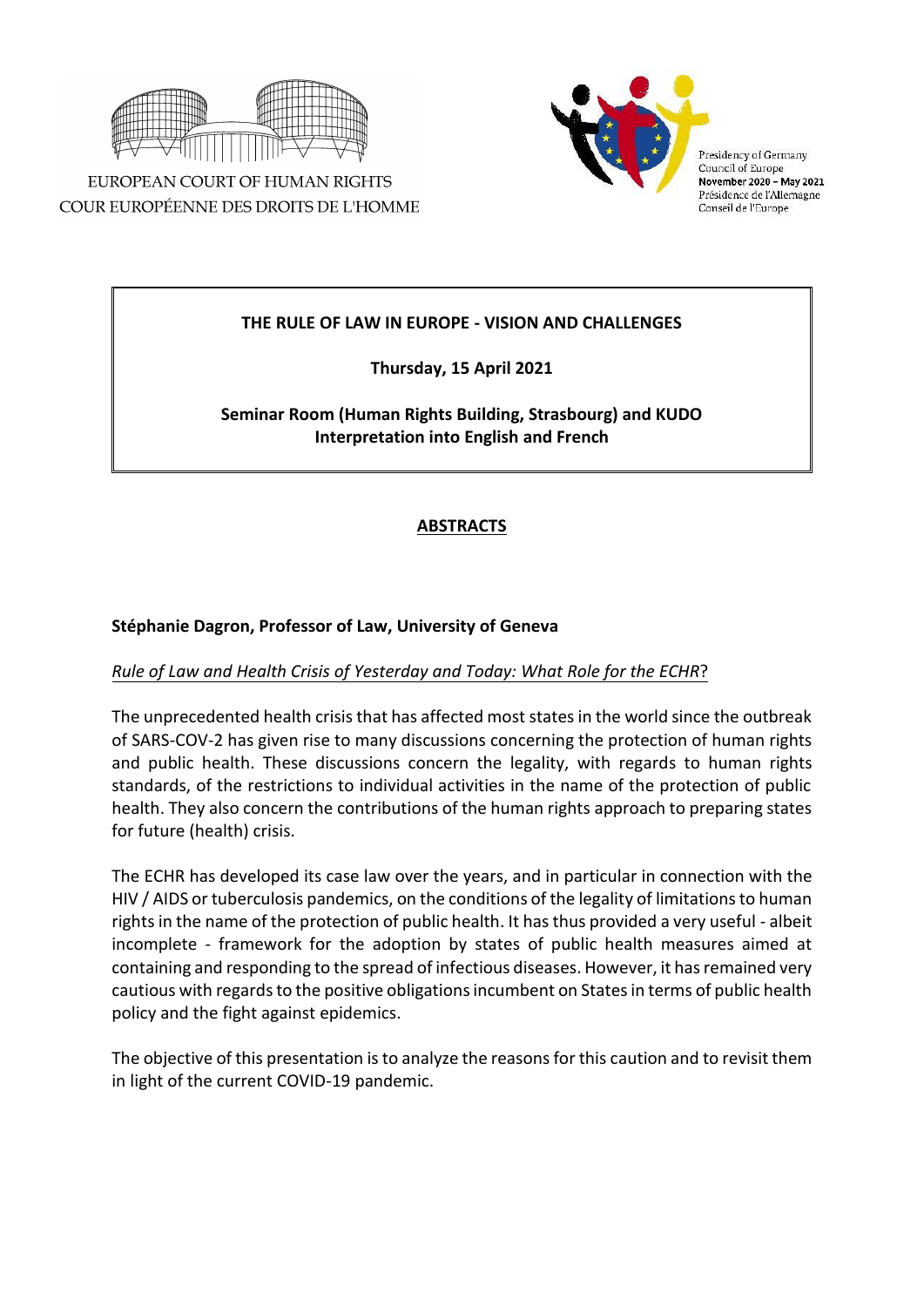EUROPEAN COURT OF HUMAN RIGHTS
COUR EUROPÉENNE DES DROITS DE L'HOMME

Presidency of Germany
Council of Europe
**November 2020 – May 2021**
Présidence de l'Allemagne
Conseil de l'Europe

**THE RULE OF LAW IN EUROPE - VISION AND CHALLENGES**

**Thursday, 15 April 2021**

**Seminar Room (Human Rights Building, Strasbourg) and KUDO**
**Interpretation into English and French**

## ABSTRACTS

### Stéphanie Dagron, Professor of Law, University of Geneva

*Rule of Law and Health Crisis of Yesterday and Today: What Role for the ECHR*?

The unprecedented health crisis that has affected most states in the world since the outbreak of SARS-COV-2 has given rise to many discussions concerning the protection of human rights and public health. These discussions concern the legality, with regards to human rights standards, of the restrictions to individual activities in the name of the protection of public health. They also concern the contributions of the human rights approach to preparing states for future (health) crisis.

The ECHR has developed its case law over the years, and in particular in connection with the HIV / AIDS or tuberculosis pandemics, on the conditions of the legality of limitations to human rights in the name of the protection of public health. It has thus provided a very useful - albeit incomplete - framework for the adoption by states of public health measures aimed at containing and responding to the spread of infectious diseases. However, it has remained very cautious with regards to the positive obligations incumbent on States in terms of public health policy and the fight against epidemics.

The objective of this presentation is to analyze the reasons for this caution and to revisit them in light of the current COVID-19 pandemic.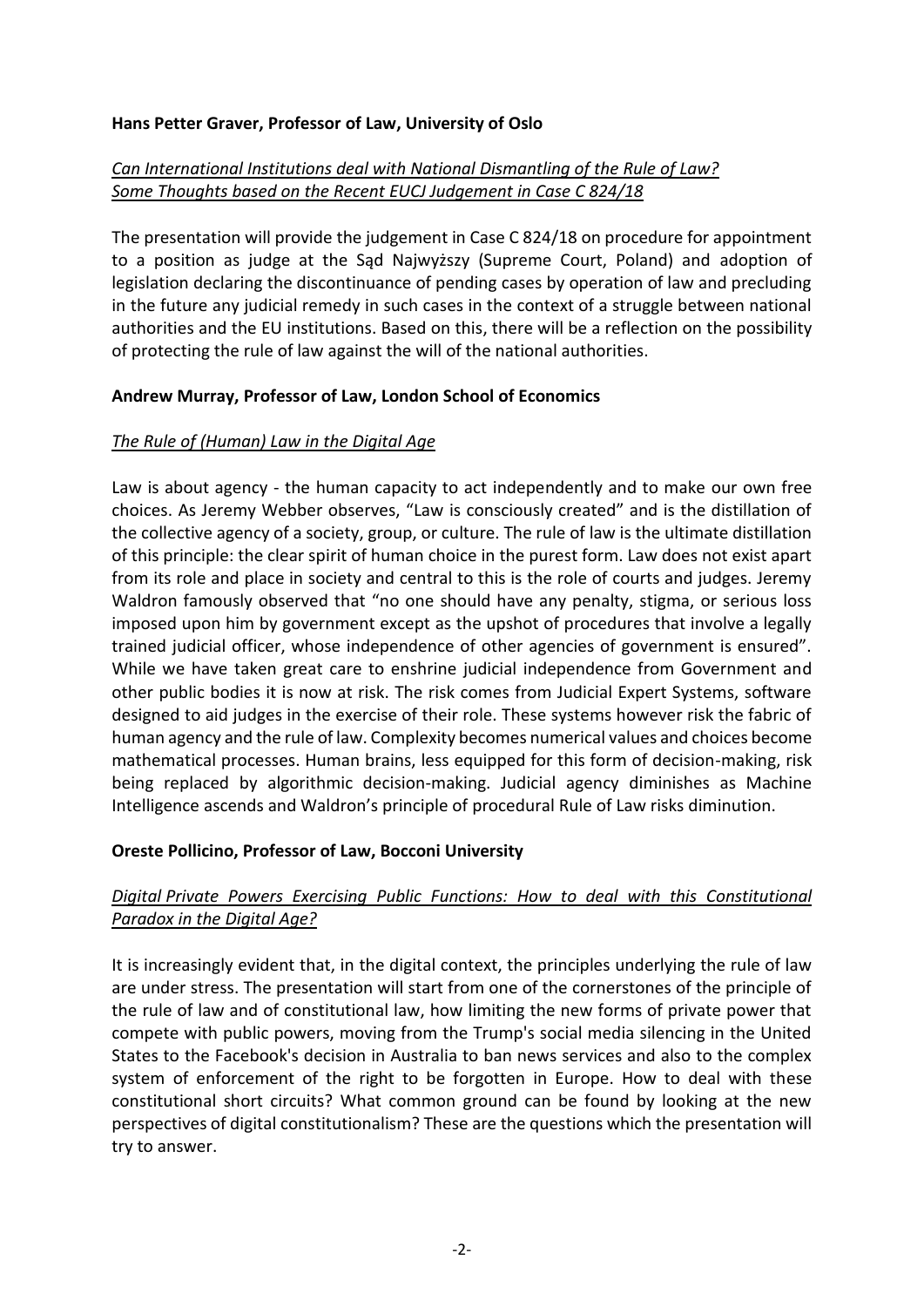**Hans Petter Graver, Professor of Law, University of Oslo**

*Can International Institutions deal with National Dismantling of the Rule of Law? Some Thoughts based on the Recent EUCJ Judgement in Case C 824/18*

The presentation will provide the judgement in Case C 824/18 on procedure for appointment to a position as judge at the Sąd Najwyższy (Supreme Court, Poland) and adoption of legislation declaring the discontinuance of pending cases by operation of law and precluding in the future any judicial remedy in such cases in the context of a struggle between national authorities and the EU institutions. Based on this, there will be a reflection on the possibility of protecting the rule of law against the will of the national authorities.

**Andrew Murray, Professor of Law, London School of Economics**

*The Rule of (Human) Law in the Digital Age*

Law is about agency - the human capacity to act independently and to make our own free choices. As Jeremy Webber observes, "Law is consciously created" and is the distillation of the collective agency of a society, group, or culture. The rule of law is the ultimate distillation of this principle: the clear spirit of human choice in the purest form. Law does not exist apart from its role and place in society and central to this is the role of courts and judges. Jeremy Waldron famously observed that "no one should have any penalty, stigma, or serious loss imposed upon him by government except as the upshot of procedures that involve a legally trained judicial officer, whose independence of other agencies of government is ensured". While we have taken great care to enshrine judicial independence from Government and other public bodies it is now at risk. The risk comes from Judicial Expert Systems, software designed to aid judges in the exercise of their role. These systems however risk the fabric of human agency and the rule of law. Complexity becomes numerical values and choices become mathematical processes. Human brains, less equipped for this form of decision-making, risk being replaced by algorithmic decision-making. Judicial agency diminishes as Machine Intelligence ascends and Waldron's principle of procedural Rule of Law risks diminution.

**Oreste Pollicino, Professor of Law, Bocconi University**

*Digital Private Powers Exercising Public Functions: How to deal with this Constitutional Paradox in the Digital Age?*

It is increasingly evident that, in the digital context, the principles underlying the rule of law are under stress. The presentation will start from one of the cornerstones of the principle of the rule of law and of constitutional law, how limiting the new forms of private power that compete with public powers, moving from the Trump's social media silencing in the United States to the Facebook's decision in Australia to ban news services and also to the complex system of enforcement of the right to be forgotten in Europe. How to deal with these constitutional short circuits? What common ground can be found by looking at the new perspectives of digital constitutionalism? These are the questions which the presentation will try to answer.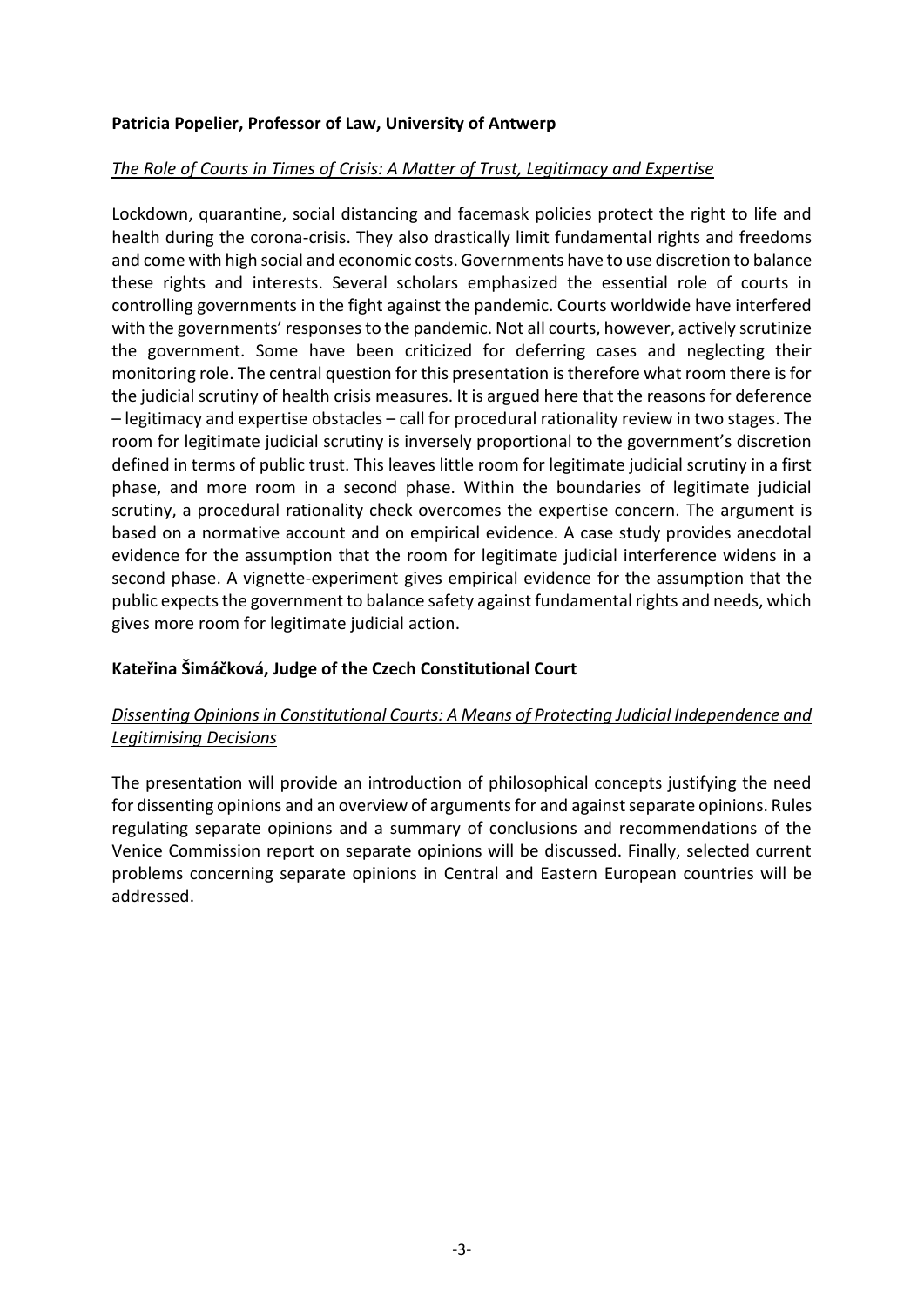**Patricia Popelier, Professor of Law, University of Antwerp**

*The Role of Courts in Times of Crisis: A Matter of Trust, Legitimacy and Expertise*

Lockdown, quarantine, social distancing and facemask policies protect the right to life and health during the corona-crisis. They also drastically limit fundamental rights and freedoms and come with high social and economic costs. Governments have to use discretion to balance these rights and interests. Several scholars emphasized the essential role of courts in controlling governments in the fight against the pandemic. Courts worldwide have interfered with the governments' responses to the pandemic. Not all courts, however, actively scrutinize the government. Some have been criticized for deferring cases and neglecting their monitoring role. The central question for this presentation is therefore what room there is for the judicial scrutiny of health crisis measures. It is argued here that the reasons for deference – legitimacy and expertise obstacles – call for procedural rationality review in two stages. The room for legitimate judicial scrutiny is inversely proportional to the government's discretion defined in terms of public trust. This leaves little room for legitimate judicial scrutiny in a first phase, and more room in a second phase. Within the boundaries of legitimate judicial scrutiny, a procedural rationality check overcomes the expertise concern. The argument is based on a normative account and on empirical evidence. A case study provides anecdotal evidence for the assumption that the room for legitimate judicial interference widens in a second phase. A vignette-experiment gives empirical evidence for the assumption that the public expects the government to balance safety against fundamental rights and needs, which gives more room for legitimate judicial action.

**Kateřina Šimáčková, Judge of the Czech Constitutional Court**

*Dissenting Opinions in Constitutional Courts: A Means of Protecting Judicial Independence and Legitimising Decisions*

The presentation will provide an introduction of philosophical concepts justifying the need for dissenting opinions and an overview of arguments for and against separate opinions. Rules regulating separate opinions and a summary of conclusions and recommendations of the Venice Commission report on separate opinions will be discussed. Finally, selected current problems concerning separate opinions in Central and Eastern European countries will be addressed.